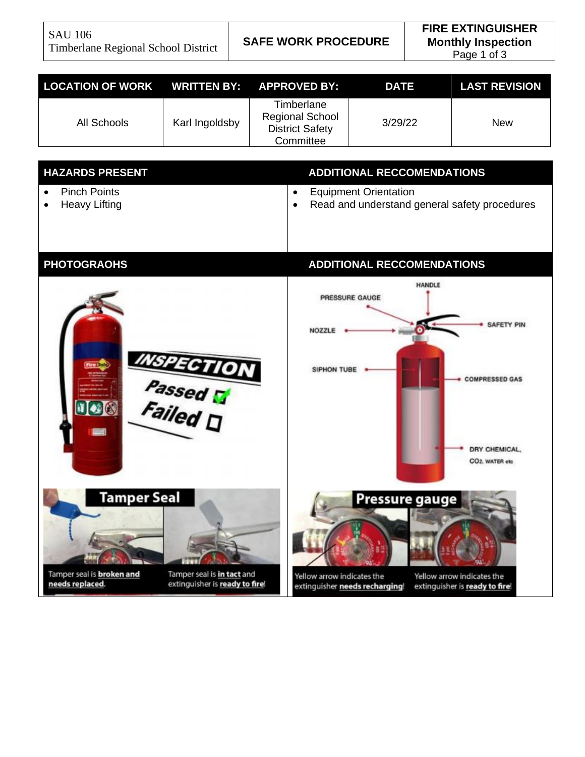| SAU 106 Timberlane Regional School District | SAFE WORK PROCEDURE | FIRE EXTINGUISHER Monthly Inspection |
|---|---|---|

| LOCATION OF WORK | WRITTEN BY: | APPROVED BY: | DATE | LAST REVISION |
|---|---|---|---|---|
| All Schools | Karl Ingoldsby | Timberlane Regional School District Safety Committee | 3/29/22 | New |

| HAZARDS PRESENT | ADDITIONAL RECCOMENDATIONS |
|---|---|
| • Pinch Points<br>• Heavy Lifting | • Equipment Orientation<br>• Read and understand general safety procedures |

| PHOTOGRAOHS | ADDITIONAL RECCOMENDATIONS |
|---|---|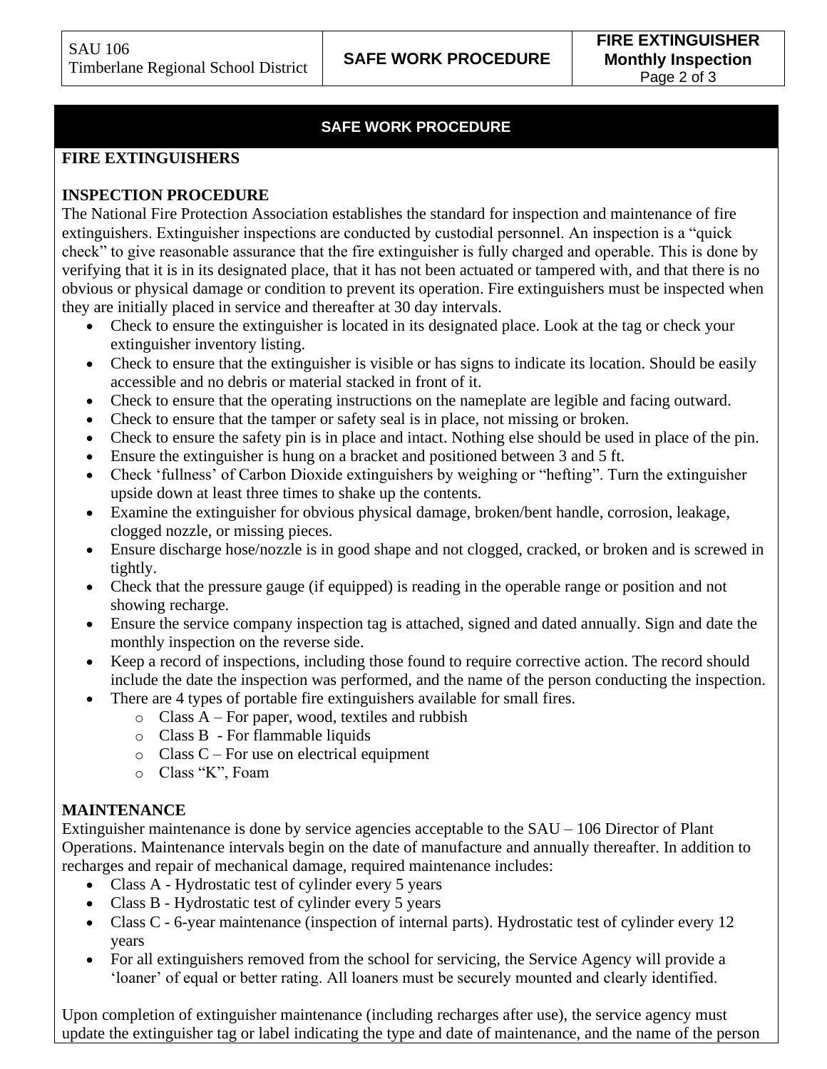## SAFE WORK PROCEDURE

### FIRE EXTINGUISHERS

### INSPECTION PROCEDURE

The National Fire Protection Association establishes the standard for inspection and maintenance of fire extinguishers. Extinguisher inspections are conducted by custodial personnel. An inspection is a "quick check" to give reasonable assurance that the fire extinguisher is fully charged and operable. This is done by verifying that it is in its designated place, that it has not been actuated or tampered with, and that there is no obvious or physical damage or condition to prevent its operation. Fire extinguishers must be inspected when they are initially placed in service and thereafter at 30 day intervals.

- Check to ensure the extinguisher is located in its designated place. Look at the tag or check your extinguisher inventory listing.
- Check to ensure that the extinguisher is visible or has signs to indicate its location. Should be easily accessible and no debris or material stacked in front of it.
- Check to ensure that the operating instructions on the nameplate are legible and facing outward.
- Check to ensure that the tamper or safety seal is in place, not missing or broken.
- Check to ensure the safety pin is in place and intact. Nothing else should be used in place of the pin.
- Ensure the extinguisher is hung on a bracket and positioned between 3 and 5 ft.
- Check 'fullness' of Carbon Dioxide extinguishers by weighing or "hefting". Turn the extinguisher upside down at least three times to shake up the contents.
- Examine the extinguisher for obvious physical damage, broken/bent handle, corrosion, leakage, clogged nozzle, or missing pieces.
- Ensure discharge hose/nozzle is in good shape and not clogged, cracked, or broken and is screwed in tightly.
- Check that the pressure gauge (if equipped) is reading in the operable range or position and not showing recharge.
- Ensure the service company inspection tag is attached, signed and dated annually. Sign and date the monthly inspection on the reverse side.
- Keep a record of inspections, including those found to require corrective action. The record should include the date the inspection was performed, and the name of the person conducting the inspection.
- There are 4 types of portable fire extinguishers available for small fires.
  - Class A – For paper, wood, textiles and rubbish
  - Class B - For flammable liquids
  - Class C – For use on electrical equipment
  - Class "K", Foam

### MAINTENANCE

Extinguisher maintenance is done by service agencies acceptable to the SAU – 106 Director of Plant Operations. Maintenance intervals begin on the date of manufacture and annually thereafter. In addition to recharges and repair of mechanical damage, required maintenance includes:

- Class A - Hydrostatic test of cylinder every 5 years
- Class B - Hydrostatic test of cylinder every 5 years
- Class C - 6-year maintenance (inspection of internal parts). Hydrostatic test of cylinder every 12 years
- For all extinguishers removed from the school for servicing, the Service Agency will provide a 'loaner' of equal or better rating. All loaners must be securely mounted and clearly identified.

Upon completion of extinguisher maintenance (including recharges after use), the service agency must update the extinguisher tag or label indicating the type and date of maintenance, and the name of the person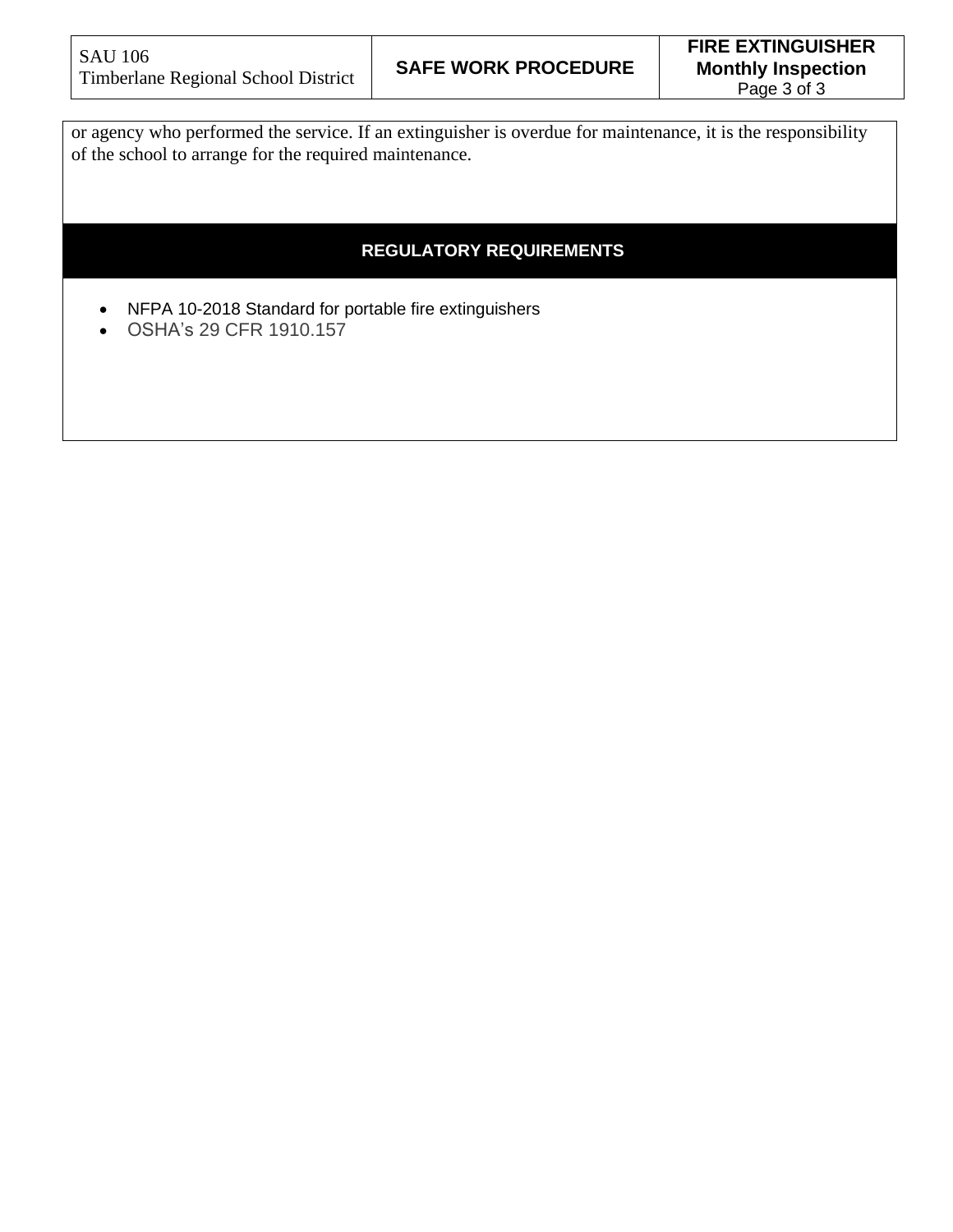or agency who performed the service. If an extinguisher is overdue for maintenance, it is the responsibility of the school to arrange for the required maintenance.

## REGULATORY REQUIREMENTS

- NFPA 10-2018 Standard for portable fire extinguishers
- OSHA's 29 CFR 1910.157